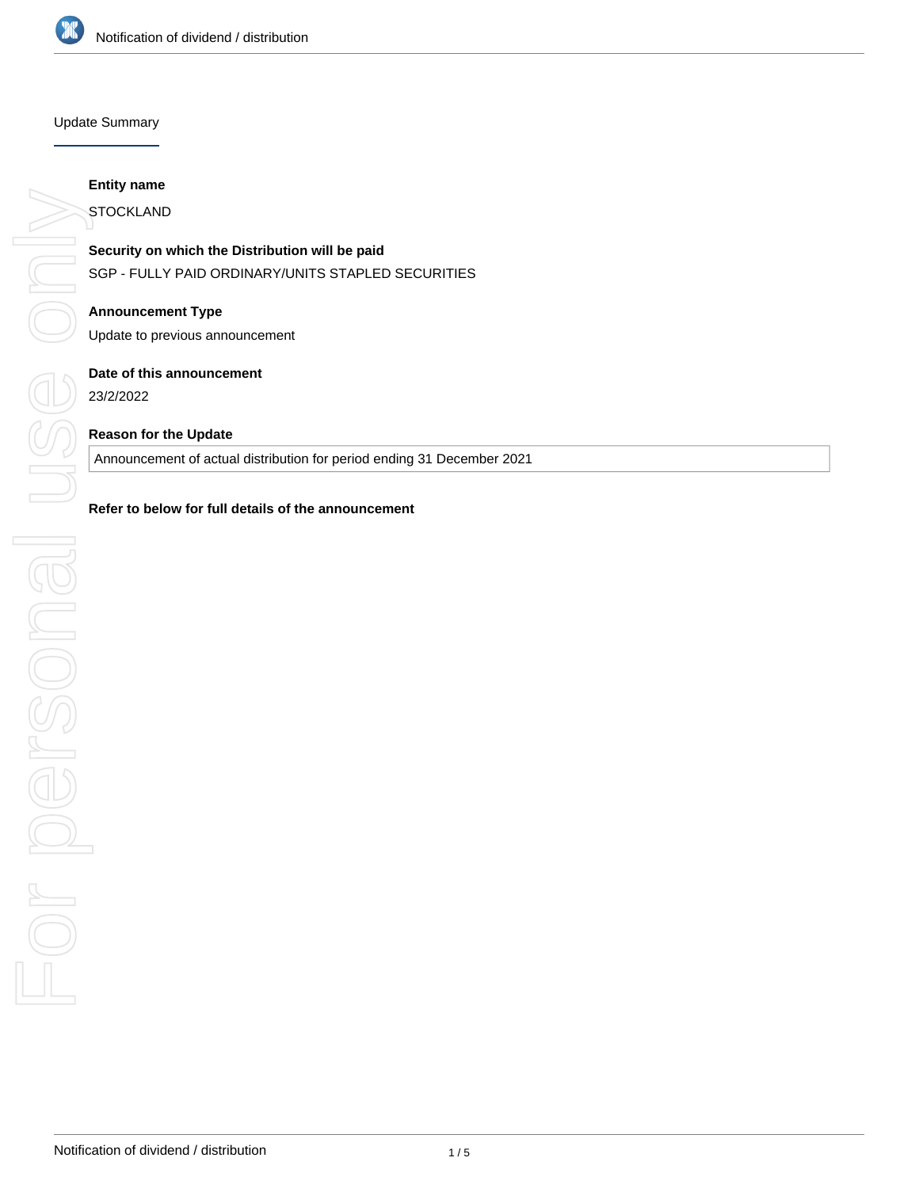## Update Summary

**Entity name**

STOCKLAND

**Security on which the Distribution will be paid**

SGP - FULLY PAID ORDINARY/UNITS STAPLED SECURITIES

**Announcement Type**

Update to previous announcement

**Date of this announcement**

23/2/2022

**Reason for the Update**

Announcement of actual distribution for period ending 31 December 2021

**Refer to below for full details of the announcement**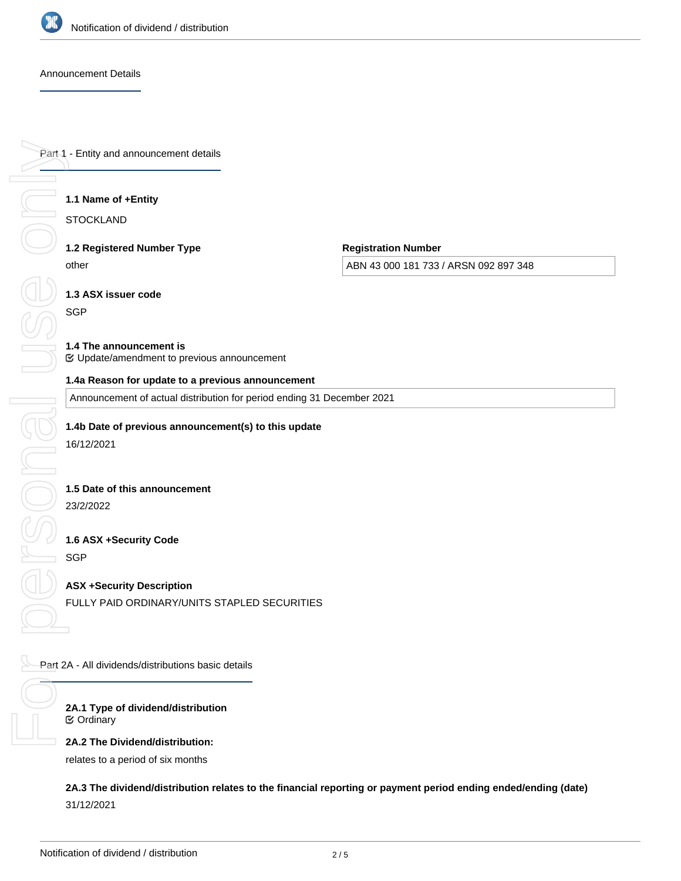## Announcement Details

### Part 1 - Entity and announcement details

**1.1 Name of +Entity**

STOCKLAND

**1.2 Registered Number Type**

other

**Registration Number**

ABN 43 000 181 733 / ARSN 092 897 348

**1.3 ASX issuer code**

SGP

**1.4 The announcement is**

☑ Update/amendment to previous announcement

**1.4a Reason for update to a previous announcement**

Announcement of actual distribution for period ending 31 December 2021

**1.4b Date of previous announcement(s) to this update**

16/12/2021

**1.5 Date of this announcement**

23/2/2022

**1.6 ASX +Security Code**

SGP

**ASX +Security Description**

FULLY PAID ORDINARY/UNITS STAPLED SECURITIES

### Part 2A - All dividends/distributions basic details

**2A.1 Type of dividend/distribution**

☑ Ordinary

**2A.2 The Dividend/distribution:**

relates to a period of six months

**2A.3 The dividend/distribution relates to the financial reporting or payment period ending ended/ending (date)**

31/12/2021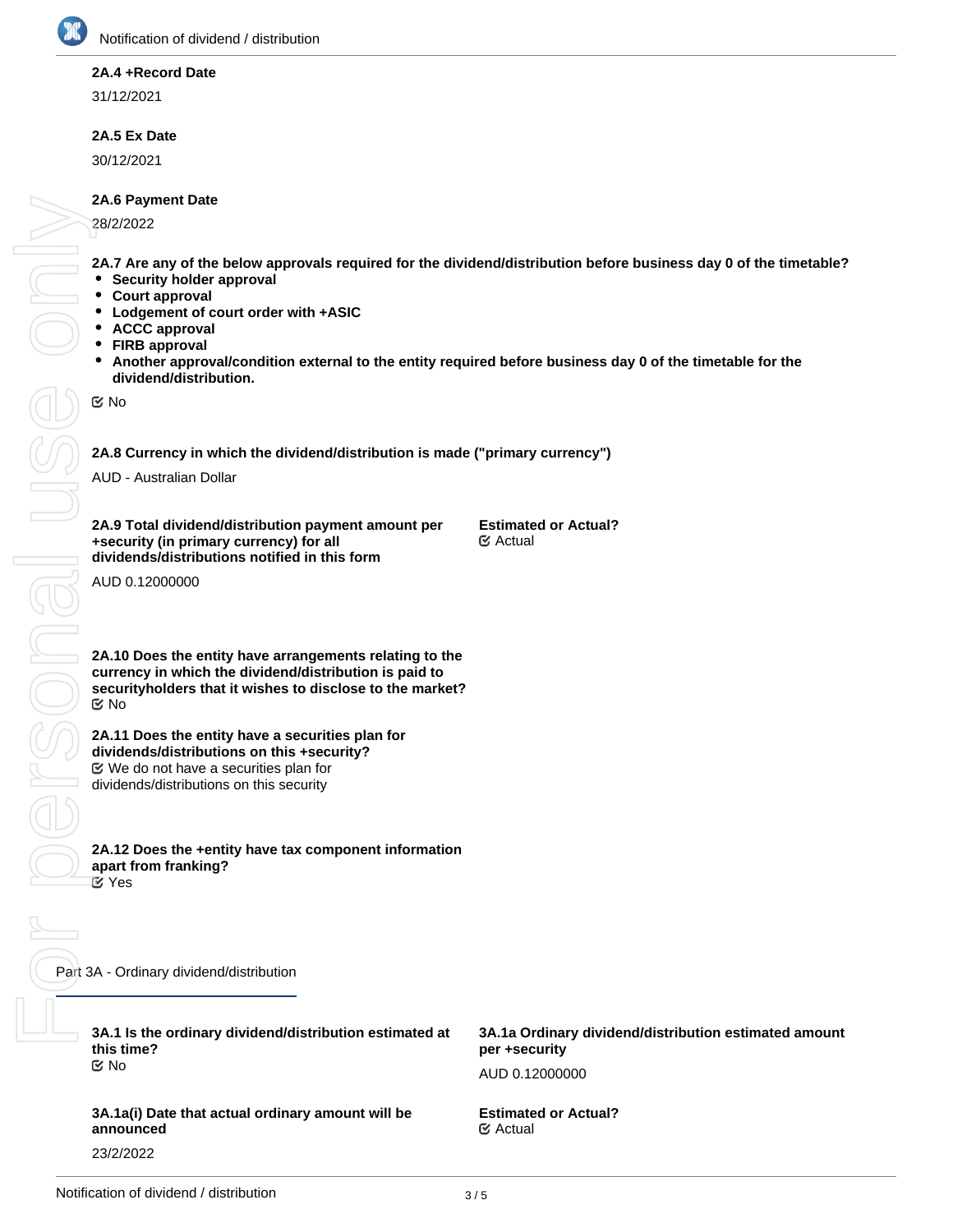**2A.4 +Record Date**

31/12/2021

**2A.5 Ex Date**

30/12/2021

**2A.6 Payment Date**

28/2/2022

**2A.7 Are any of the below approvals required for the dividend/distribution before business day 0 of the timetable?**

- **Security holder approval**
- **Court approval**
- **Lodgement of court order with +ASIC**
- **ACCC approval**
- **FIRB approval**
- **Another approval/condition external to the entity required before business day 0 of the timetable for the dividend/distribution.**

☑ No

**2A.8 Currency in which the dividend/distribution is made ("primary currency")**

AUD - Australian Dollar

**2A.9 Total dividend/distribution payment amount per +security (in primary currency) for all dividends/distributions notified in this form**

AUD 0.12000000

**Estimated or Actual?**
☑ Actual

**2A.10 Does the entity have arrangements relating to the currency in which the dividend/distribution is paid to securityholders that it wishes to disclose to the market?**
☑ No

**2A.11 Does the entity have a securities plan for dividends/distributions on this +security?**
☑ We do not have a securities plan for dividends/distributions on this security

**2A.12 Does the +entity have tax component information apart from franking?**
☑ Yes

## Part 3A - Ordinary dividend/distribution

**3A.1 Is the ordinary dividend/distribution estimated at this time?**
☑ No

**3A.1a Ordinary dividend/distribution estimated amount per +security**

AUD 0.12000000

**3A.1a(i) Date that actual ordinary amount will be announced**

23/2/2022

**Estimated or Actual?**
☑ Actual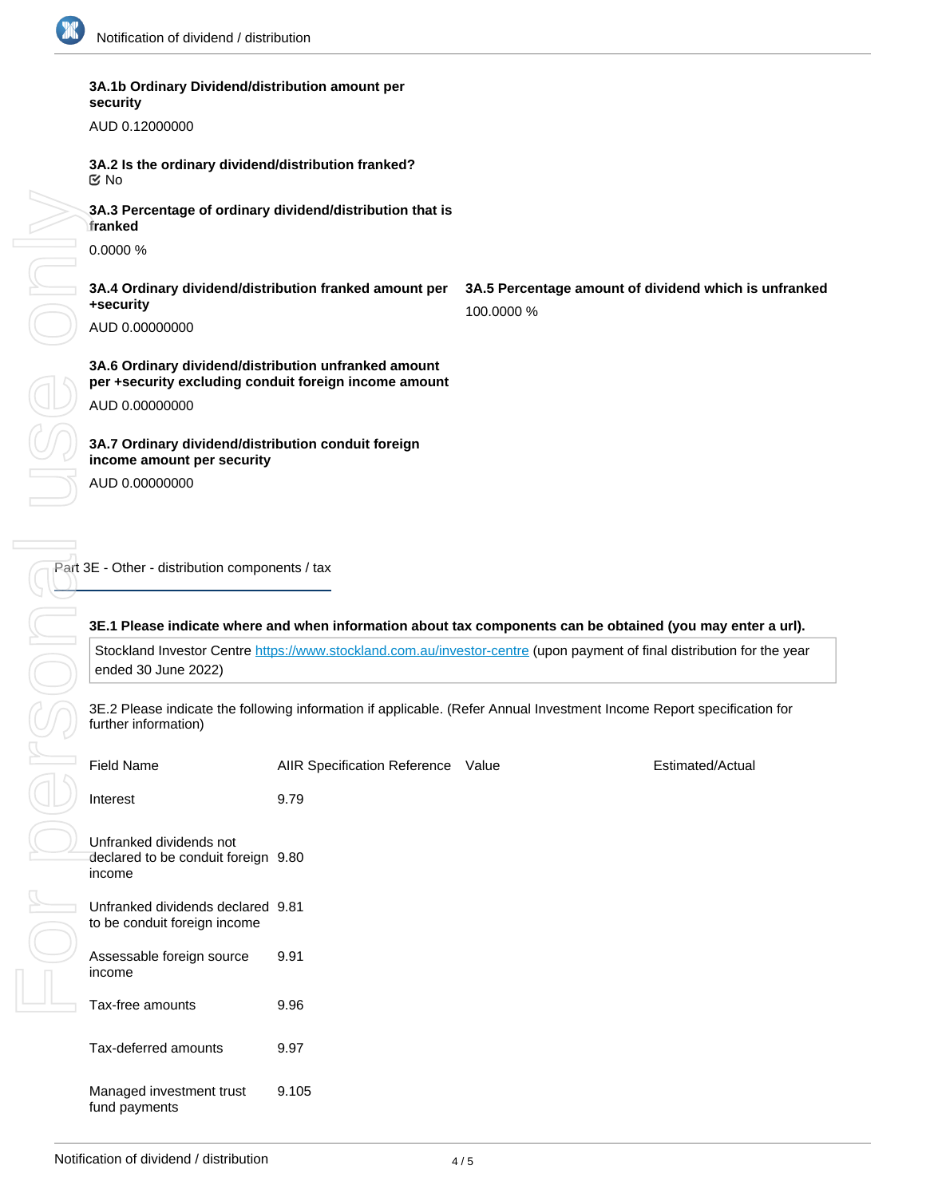**3A.1b Ordinary Dividend/distribution amount per security**

AUD 0.12000000

**3A.2 Is the ordinary dividend/distribution franked?**

☑ No

**3A.3 Percentage of ordinary dividend/distribution that is franked**

0.0000 %

**3A.4 Ordinary dividend/distribution franked amount per +security**

AUD 0.00000000

**3A.5 Percentage amount of dividend which is unfranked**

100.0000 %

**3A.6 Ordinary dividend/distribution unfranked amount per +security excluding conduit foreign income amount**

AUD 0.00000000

**3A.7 Ordinary dividend/distribution conduit foreign income amount per security**

AUD 0.00000000

## Part 3E - Other - distribution components / tax

**3E.1 Please indicate where and when information about tax components can be obtained (you may enter a url).**

Stockland Investor Centre https://www.stockland.com.au/investor-centre (upon payment of final distribution for the year ended 30 June 2022)

3E.2 Please indicate the following information if applicable. (Refer Annual Investment Income Report specification for further information)

| Field Name | AIIR Specification Reference | Value | Estimated/Actual |
|---|---|---|---|
| Interest | 9.79 | | |
| Unfranked dividends not declared to be conduit foreign income | 9.80 | | |
| Unfranked dividends declared to be conduit foreign income | 9.81 | | |
| Assessable foreign source income | 9.91 | | |
| Tax-free amounts | 9.96 | | |
| Tax-deferred amounts | 9.97 | | |
| Managed investment trust fund payments | 9.105 | | |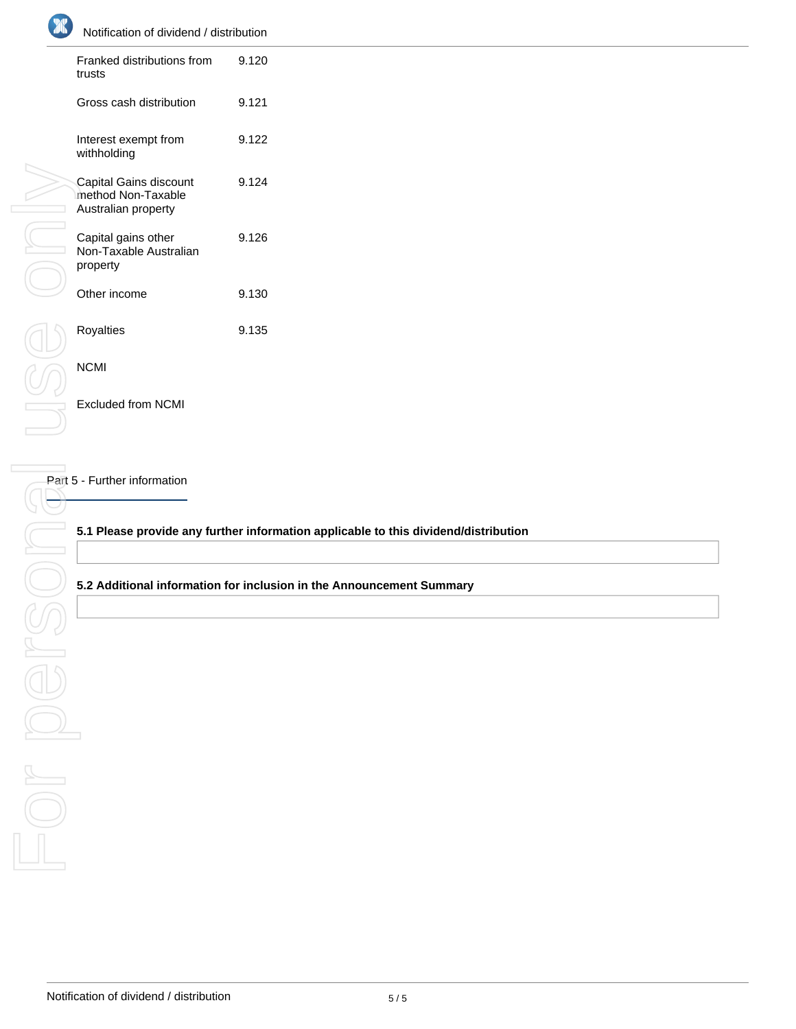| | |
|---|---|
| Franked distributions from trusts | 9.120 |
| Gross cash distribution | 9.121 |
| Interest exempt from withholding | 9.122 |
| Capital Gains discount method Non-Taxable Australian property | 9.124 |
| Capital gains other Non-Taxable Australian property | 9.126 |
| Other income | 9.130 |
| Royalties | 9.135 |
| NCMI | |
| Excluded from NCMI | |

## Part 5 - Further information

**5.1 Please provide any further information applicable to this dividend/distribution**

**5.2 Additional information for inclusion in the Announcement Summary**